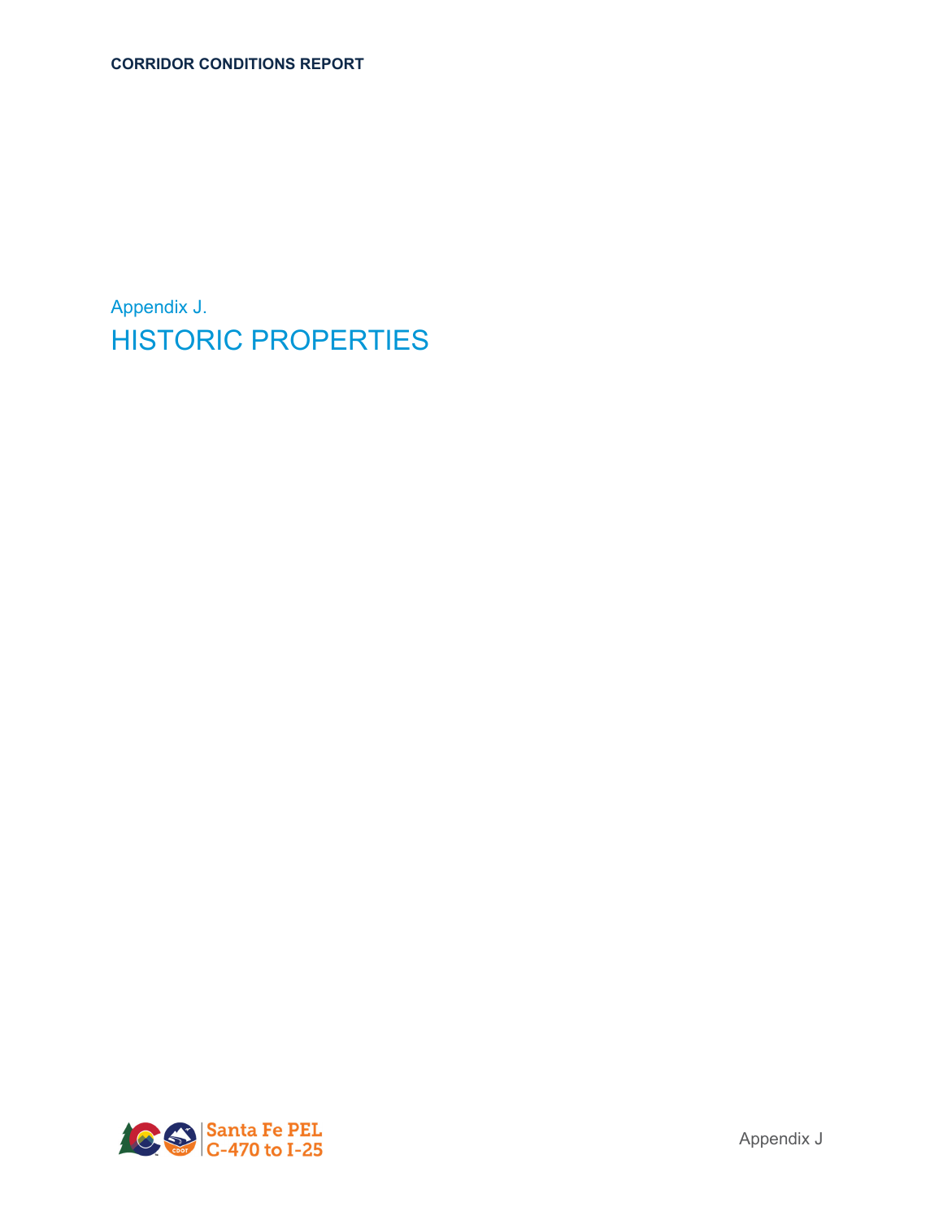Appendix J.

# HISTORIC PROPERTIES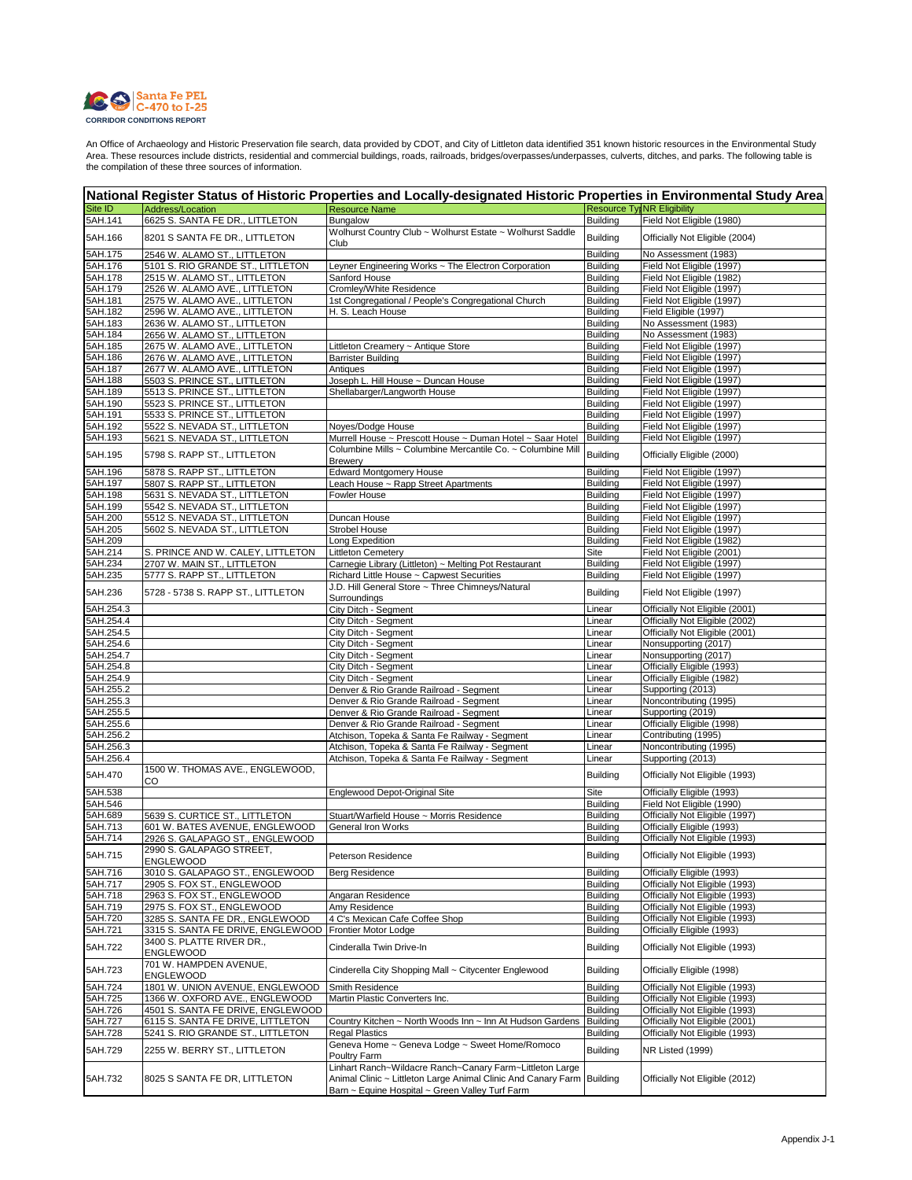An Office of Archaeology and Historic Preservation file search, data provided by CDOT, and City of Littleton data identified 351 known historic resources in the Environmental Study Area. These resources include districts, residential and commercial buildings, roads, railroads, bridges/overpasses/underpasses, culverts, ditches, and parks. The following table is the compilation of these three sources of information.

**National Register Status of Historic Properties and Locally-designated Historic Properties in Environmental Study Area**

| Site ID | Address/Location | Resource Name | Resource Type | NR Eligibility |
|---|---|---|---|---|
| 5AH.141 | 6625 S. SANTA FE DR., LITTLETON | Bungalow | Building | Field Not Eligible (1980) |
| 5AH.166 | 8201 S SANTA FE DR., LITTLETON | Wolhurst Country Club ~ Wolhurst Estate ~ Wolhurst Saddle Club | Building | Officially Not Eligible (2004) |
| 5AH.175 | 2546 W. ALAMO ST., LITTLETON | | Building | No Assessment (1983) |
| 5AH.176 | 5101 S. RIO GRANDE ST., LITTLETON | Leyner Engineering Works ~ The Electron Corporation | Building | Field Not Eligible (1997) |
| 5AH.178 | 2515 W. ALAMO ST., LITTLETON | Sanford House | Building | Field Not Eligible (1982) |
| 5AH.179 | 2526 W. ALAMO AVE., LITTLETON | Cromley/White Residence | Building | Field Not Eligible (1997) |
| 5AH.181 | 2575 W. ALAMO AVE., LITTLETON | 1st Congregational / People's Congregational Church | Building | Field Not Eligible (1997) |
| 5AH.182 | 2596 W. ALAMO AVE., LITTLETON | H. S. Leach House | Building | Field Eligible (1997) |
| 5AH.183 | 2636 W. ALAMO ST., LITTLETON | | Building | No Assessment (1983) |
| 5AH.184 | 2656 W. ALAMO ST., LITTLETON | | Building | No Assessment (1983) |
| 5AH.185 | 2675 W. ALAMO AVE., LITTLETON | Littleton Creamery ~ Antique Store | Building | Field Not Eligible (1997) |
| 5AH.186 | 2676 W. ALAMO AVE., LITTLETON | Barrister Building | Building | Field Not Eligible (1997) |
| 5AH.187 | 2677 W. ALAMO AVE., LITTLETON | Antiques | Building | Field Not Eligible (1997) |
| 5AH.188 | 5503 S. PRINCE ST., LITTLETON | Joseph L. Hill House ~ Duncan House | Building | Field Not Eligible (1997) |
| 5AH.189 | 5513 S. PRINCE ST., LITTLETON | Shellabarger/Langworth House | Building | Field Not Eligible (1997) |
| 5AH.190 | 5523 S. PRINCE ST., LITTLETON | | Building | Field Not Eligible (1997) |
| 5AH.191 | 5533 S. PRINCE ST., LITTLETON | | Building | Field Not Eligible (1997) |
| 5AH.192 | 5522 S. NEVADA ST., LITTLETON | Noyes/Dodge House | Building | Field Not Eligible (1997) |
| 5AH.193 | 5621 S. NEVADA ST., LITTLETON | Murrell House ~ Prescott House ~ Duman Hotel ~ Saar Hotel | Building | Field Not Eligible (1997) |
| 5AH.195 | 5798 S. RAPP ST., LITTLETON | Columbine Mills ~ Columbine Mercantile Co. ~ Columbine Mill Brewery | Building | Officially Eligible (2000) |
| 5AH.196 | 5878 S. RAPP ST., LITTLETON | Edward Montgomery House | Building | Field Not Eligible (1997) |
| 5AH.197 | 5807 S. RAPP ST., LITTLETON | Leach House ~ Rapp Street Apartments | Building | Field Not Eligible (1997) |
| 5AH.198 | 5631 S. NEVADA ST., LITTLETON | Fowler House | Building | Field Not Eligible (1997) |
| 5AH.199 | 5542 S. NEVADA ST., LITTLETON | | Building | Field Not Eligible (1997) |
| 5AH.200 | 5512 S. NEVADA ST., LITTLETON | Duncan House | Building | Field Not Eligible (1997) |
| 5AH.205 | 5602 S. NEVADA ST., LITTLETON | Strobel House | Building | Field Not Eligible (1997) |
| 5AH.209 | | Long Expedition | Building | Field Not Eligible (1982) |
| 5AH.214 | S. PRINCE AND W. CALEY, LITTLETON | Littleton Cemetery | Site | Field Not Eligible (2001) |
| 5AH.234 | 2707 W. MAIN ST., LITTLETON | Carnegie Library (Littleton) ~ Melting Pot Restaurant | Building | Field Not Eligible (1997) |
| 5AH.235 | 5777 S. RAPP ST., LITTLETON | Richard Little House ~ Capwest Securities | Building | Field Not Eligible (1997) |
| 5AH.236 | 5728 - 5738 S. RAPP ST., LITTLETON | J.D. Hill General Store ~ Three Chimneys/Natural Surroundings | Building | Field Not Eligible (1997) |
| 5AH.254.3 | | City Ditch - Segment | Linear | Officially Not Eligible (2001) |
| 5AH.254.4 | | City Ditch - Segment | Linear | Officially Not Eligible (2002) |
| 5AH.254.5 | | City Ditch - Segment | Linear | Officially Not Eligible (2001) |
| 5AH.254.6 | | City Ditch - Segment | Linear | Nonsupporting (2017) |
| 5AH.254.7 | | City Ditch - Segment | Linear | Nonsupporting (2017) |
| 5AH.254.8 | | City Ditch - Segment | Linear | Officially Eligible (1993) |
| 5AH.254.9 | | City Ditch - Segment | Linear | Officially Eligible (1982) |
| 5AH.255.2 | | Denver & Rio Grande Railroad - Segment | Linear | Supporting (2013) |
| 5AH.255.3 | | Denver & Rio Grande Railroad - Segment | Linear | Noncontributing (1995) |
| 5AH.255.5 | | Denver & Rio Grande Railroad - Segment | Linear | Supporting (2019) |
| 5AH.255.6 | | Denver & Rio Grande Railroad - Segment | Linear | Officially Eligible (1998) |
| 5AH.256.2 | | Atchison, Topeka & Santa Fe Railway - Segment | Linear | Contributing (1995) |
| 5AH.256.3 | | Atchison, Topeka & Santa Fe Railway - Segment | Linear | Noncontributing (1995) |
| 5AH.256.4 | | Atchison, Topeka & Santa Fe Railway - Segment | Linear | Supporting (2013) |
| 5AH.470 | 1500 W. THOMAS AVE., ENGLEWOOD, CO | | Building | Officially Not Eligible (1993) |
| 5AH.538 | | Englewood Depot-Original Site | Site | Officially Eligible (1993) |
| 5AH.546 | | | Building | Field Not Eligible (1990) |
| 5AH.689 | 5639 S. CURTICE ST., LITTLETON | Stuart/Warfield House ~ Morris Residence | Building | Officially Not Eligible (1997) |
| 5AH.713 | 601 W. BATES AVENUE, ENGLEWOOD | General Iron Works | Building | Officially Eligible (1993) |
| 5AH.714 | 2926 S. GALAPAGO ST., ENGLEWOOD | | Building | Officially Not Eligible (1993) |
| 5AH.715 | 2990 S. GALAPAGO STREET, ENGLEWOOD | Peterson Residence | Building | Officially Not Eligible (1993) |
| 5AH.716 | 3010 S. GALAPAGO ST., ENGLEWOOD | Berg Residence | Building | Officially Eligible (1993) |
| 5AH.717 | 2905 S. FOX ST., ENGLEWOOD | | Building | Officially Not Eligible (1993) |
| 5AH.718 | 2963 S. FOX ST., ENGLEWOOD | Angaran Residence | Building | Officially Not Eligible (1993) |
| 5AH.719 | 2975 S. FOX ST., ENGLEWOOD | Amy Residence | Building | Officially Not Eligible (1993) |
| 5AH.720 | 3285 S. SANTA FE DR., ENGLEWOOD | 4 C's Mexican Cafe Coffee Shop | Building | Officially Not Eligible (1993) |
| 5AH.721 | 3315 S. SANTA FE DRIVE, ENGLEWOOD | Frontier Motor Lodge | Building | Officially Eligible (1993) |
| 5AH.722 | 3400 S. PLATTE RIVER DR., ENGLEWOOD | Cinderalla Twin Drive-In | Building | Officially Not Eligible (1993) |
| 5AH.723 | 701 W. HAMPDEN AVENUE, ENGLEWOOD | Cinderella City Shopping Mall ~ Citycenter Englewood | Building | Officially Eligible (1998) |
| 5AH.724 | 1801 W. UNION AVENUE, ENGLEWOOD | Smith Residence | Building | Officially Not Eligible (1993) |
| 5AH.725 | 1366 W. OXFORD AVE., ENGLEWOOD | Martin Plastic Converters Inc. | Building | Officially Not Eligible (1993) |
| 5AH.726 | 4501 S. SANTA FE DRIVE, ENGLEWOOD | | Building | Officially Not Eligible (1993) |
| 5AH.727 | 6115 S. SANTA FE DRIVE, LITTLETON | Country Kitchen ~ North Woods Inn ~ Inn At Hudson Gardens | Building | Officially Not Eligible (2001) |
| 5AH.728 | 5241 S. RIO GRANDE ST., LITTLETON | Regal Plastics | Building | Officially Not Eligible (1993) |
| 5AH.729 | 2255 W. BERRY ST., LITTLETON | Geneva Home ~ Geneva Lodge ~ Sweet Home/Romoco Poultry Farm | Building | NR Listed (1999) |
| 5AH.732 | 8025 S SANTA FE DR, LITTLETON | Linhart Ranch~Wildacre Ranch~Canary Farm~Littleton Large Animal Clinic ~ Littleton Large Animal Clinic And Canary Farm Barn ~ Equine Hospital ~ Green Valley Turf Farm | Building | Officially Not Eligible (2012) |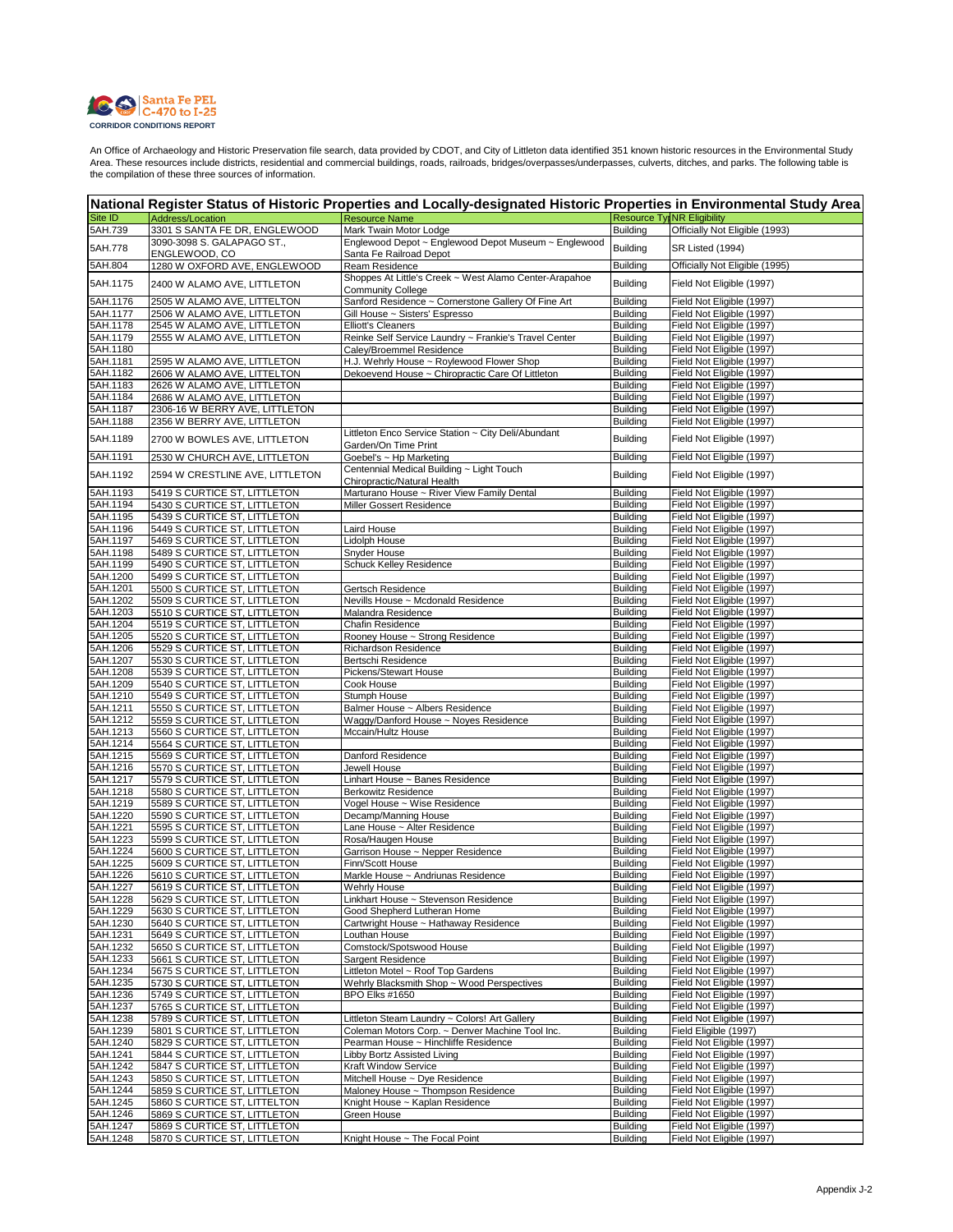An Office of Archaeology and Historic Preservation file search, data provided by CDOT, and City of Littleton data identified 351 known historic resources in the Environmental Study Area. These resources include districts, residential and commercial buildings, roads, railroads, bridges/overpasses/underpasses, culverts, ditches, and parks. The following table is the compilation of these three sources of information.

## National Register Status of Historic Properties and Locally-designated Historic Properties in Environmental Study Area

| Site ID | Address/Location | Resource Name | Resource Type | NR Eligibility |
|---|---|---|---|---|
| 5AH.739 | 3301 S SANTA FE DR, ENGLEWOOD | Mark Twain Motor Lodge | Building | Officially Not Eligible (1993) |
| 5AH.778 | 3090-3098 S. GALAPAGO ST., ENGLEWOOD, CO | Englewood Depot ~ Englewood Depot Museum ~ Englewood Santa Fe Railroad Depot | Building | SR Listed (1994) |
| 5AH.804 | 1280 W OXFORD AVE, ENGLEWOOD | Ream Residence | Building | Officially Not Eligible (1995) |
| 5AH.1175 | 2400 W ALAMO AVE, LITTLETON | Shoppes At Little's Creek ~ West Alamo Center-Arapahoe Community College | Building | Field Not Eligible (1997) |
| 5AH.1176 | 2505 W ALAMO AVE, LITTLETON | Sanford Residence ~ Cornerstone Gallery Of Fine Art | Building | Field Not Eligible (1997) |
| 5AH.1177 | 2506 W ALAMO AVE, LITTLETON | Gill House ~ Sisters' Espresso | Building | Field Not Eligible (1997) |
| 5AH.1178 | 2545 W ALAMO AVE, LITTLETON | Elliott's Cleaners | Building | Field Not Eligible (1997) |
| 5AH.1179 | 2555 W ALAMO AVE, LITTLETON | Reinke Self Service Laundry ~ Frankie's Travel Center | Building | Field Not Eligible (1997) |
| 5AH.1180 | | Caley/Broemmel Residence | Building | Field Not Eligible (1997) |
| 5AH.1181 | 2595 W ALAMO AVE, LITTLETON | H.J. Wehrly House ~ Roylewood Flower Shop | Building | Field Not Eligible (1997) |
| 5AH.1182 | 2606 W ALAMO AVE, LITTLETON | Dekoevend House ~ Chiropractic Care Of Littleton | Building | Field Not Eligible (1997) |
| 5AH.1183 | 2626 W ALAMO AVE, LITTLETON | | Building | Field Not Eligible (1997) |
| 5AH.1184 | 2686 W ALAMO AVE, LITTLETON | | Building | Field Not Eligible (1997) |
| 5AH.1187 | 2306-16 W BERRY AVE, LITTLETON | | Building | Field Not Eligible (1997) |
| 5AH.1188 | 2356 W BERRY AVE, LITTLETON | | Building | Field Not Eligible (1997) |
| 5AH.1189 | 2700 W BOWLES AVE, LITTLETON | Littleton Enco Service Station ~ City Deli/Abundant Garden/On Time Print | Building | Field Not Eligible (1997) |
| 5AH.1191 | 2530 W CHURCH AVE, LITTLETON | Goebel's ~ Hp Marketing | Building | Field Not Eligible (1997) |
| 5AH.1192 | 2594 W CRESTLINE AVE, LITTLETON | Centennial Medical Building ~ Light Touch Chiropractic/Natural Health | Building | Field Not Eligible (1997) |
| 5AH.1193 | 5419 S CURTICE ST, LITTLETON | Marturano House ~ River View Family Dental | Building | Field Not Eligible (1997) |
| 5AH.1194 | 5430 S CURTICE ST, LITTLETON | Miller Gossert Residence | Building | Field Not Eligible (1997) |
| 5AH.1195 | 5439 S CURTICE ST, LITTLETON | | Building | Field Not Eligible (1997) |
| 5AH.1196 | 5449 S CURTICE ST, LITTLETON | Laird House | Building | Field Not Eligible (1997) |
| 5AH.1197 | 5469 S CURTICE ST, LITTLETON | Lidolph House | Building | Field Not Eligible (1997) |
| 5AH.1198 | 5489 S CURTICE ST, LITTLETON | Snyder House | Building | Field Not Eligible (1997) |
| 5AH.1199 | 5490 S CURTICE ST, LITTLETON | Schuck Kelley Residence | Building | Field Not Eligible (1997) |
| 5AH.1200 | 5499 S CURTICE ST, LITTLETON | | Building | Field Not Eligible (1997) |
| 5AH.1201 | 5500 S CURTICE ST, LITTLETON | Gertsch Residence | Building | Field Not Eligible (1997) |
| 5AH.1202 | 5509 S CURTICE ST, LITTLETON | Nevills House ~ Mcdonald Residence | Building | Field Not Eligible (1997) |
| 5AH.1203 | 5510 S CURTICE ST, LITTLETON | Malandra Residence | Building | Field Not Eligible (1997) |
| 5AH.1204 | 5519 S CURTICE ST, LITTLETON | Chafin Residence | Building | Field Not Eligible (1997) |
| 5AH.1205 | 5520 S CURTICE ST, LITTLETON | Rooney House ~ Strong Residence | Building | Field Not Eligible (1997) |
| 5AH.1206 | 5529 S CURTICE ST, LITTLETON | Richardson Residence | Building | Field Not Eligible (1997) |
| 5AH.1207 | 5530 S CURTICE ST, LITTLETON | Bertschi Residence | Building | Field Not Eligible (1997) |
| 5AH.1208 | 5539 S CURTICE ST, LITTLETON | Pickens/Stewart House | Building | Field Not Eligible (1997) |
| 5AH.1209 | 5540 S CURTICE ST, LITTLETON | Cook House | Building | Field Not Eligible (1997) |
| 5AH.1210 | 5549 S CURTICE ST, LITTLETON | Stumph House | Building | Field Not Eligible (1997) |
| 5AH.1211 | 5550 S CURTICE ST, LITTLETON | Balmer House ~ Albers Residence | Building | Field Not Eligible (1997) |
| 5AH.1212 | 5559 S CURTICE ST, LITTLETON | Waggy/Danford House ~ Noyes Residence | Building | Field Not Eligible (1997) |
| 5AH.1213 | 5560 S CURTICE ST, LITTLETON | Mccain/Hultz House | Building | Field Not Eligible (1997) |
| 5AH.1214 | 5564 S CURTICE ST, LITTLETON | | Building | Field Not Eligible (1997) |
| 5AH.1215 | 5569 S CURTICE ST, LITTLETON | Danford Residence | Building | Field Not Eligible (1997) |
| 5AH.1216 | 5570 S CURTICE ST, LITTLETON | Jewell House | Building | Field Not Eligible (1997) |
| 5AH.1217 | 5579 S CURTICE ST, LITTLETON | Linhart House ~ Banes Residence | Building | Field Not Eligible (1997) |
| 5AH.1218 | 5580 S CURTICE ST, LITTLETON | Berkowitz Residence | Building | Field Not Eligible (1997) |
| 5AH.1219 | 5589 S CURTICE ST, LITTLETON | Vogel House ~ Wise Residence | Building | Field Not Eligible (1997) |
| 5AH.1220 | 5590 S CURTICE ST, LITTLETON | Decamp/Manning House | Building | Field Not Eligible (1997) |
| 5AH.1221 | 5595 S CURTICE ST, LITTLETON | Lane House ~ Alter Residence | Building | Field Not Eligible (1997) |
| 5AH.1223 | 5599 S CURTICE ST, LITTLETON | Rosa/Haugen House | Building | Field Not Eligible (1997) |
| 5AH.1224 | 5600 S CURTICE ST, LITTLETON | Garrison House ~ Nepper Residence | Building | Field Not Eligible (1997) |
| 5AH.1225 | 5609 S CURTICE ST, LITTLETON | Finn/Scott House | Building | Field Not Eligible (1997) |
| 5AH.1226 | 5610 S CURTICE ST, LITTLETON | Markle House ~ Andriunas Residence | Building | Field Not Eligible (1997) |
| 5AH.1227 | 5619 S CURTICE ST, LITTLETON | Wehrly House | Building | Field Not Eligible (1997) |
| 5AH.1228 | 5629 S CURTICE ST, LITTLETON | Linkhart House ~ Stevenson Residence | Building | Field Not Eligible (1997) |
| 5AH.1229 | 5630 S CURTICE ST, LITTLETON | Good Shepherd Lutheran Home | Building | Field Not Eligible (1997) |
| 5AH.1230 | 5640 S CURTICE ST, LITTLETON | Cartwright House ~ Hathaway Residence | Building | Field Not Eligible (1997) |
| 5AH.1231 | 5649 S CURTICE ST, LITTLETON | Louthan House | Building | Field Not Eligible (1997) |
| 5AH.1232 | 5650 S CURTICE ST, LITTLETON | Comstock/Spotswood House | Building | Field Not Eligible (1997) |
| 5AH.1233 | 5661 S CURTICE ST, LITTLETON | Sargent Residence | Building | Field Not Eligible (1997) |
| 5AH.1234 | 5675 S CURTICE ST, LITTLETON | Littleton Motel ~ Roof Top Gardens | Building | Field Not Eligible (1997) |
| 5AH.1235 | 5730 S CURTICE ST, LITTLETON | Wehrly Blacksmith Shop ~ Wood Perspectives | Building | Field Not Eligible (1997) |
| 5AH.1236 | 5749 S CURTICE ST, LITTLETON | BPO Elks #1650 | Building | Field Not Eligible (1997) |
| 5AH.1237 | 5765 S CURTICE ST, LITTLETON | | Building | Field Not Eligible (1997) |
| 5AH.1238 | 5789 S CURTICE ST, LITTLETON | Littleton Steam Laundry ~ Colors! Art Gallery | Building | Field Not Eligible (1997) |
| 5AH.1239 | 5801 S CURTICE ST, LITTLETON | Coleman Motors Corp. ~ Denver Machine Tool Inc. | Building | Field Eligible (1997) |
| 5AH.1240 | 5829 S CURTICE ST, LITTLETON | Pearman House ~ Hinchliffe Residence | Building | Field Not Eligible (1997) |
| 5AH.1241 | 5844 S CURTICE ST, LITTLETON | Libby Bortz Assisted Living | Building | Field Not Eligible (1997) |
| 5AH.1242 | 5847 S CURTICE ST, LITTLETON | Kraft Window Service | Building | Field Not Eligible (1997) |
| 5AH.1243 | 5850 S CURTICE ST, LITTLETON | Mitchell House ~ Dye Residence | Building | Field Not Eligible (1997) |
| 5AH.1244 | 5859 S CURTICE ST, LITTLETON | Maloney House ~ Thompson Residence | Building | Field Not Eligible (1997) |
| 5AH.1245 | 5860 S CURTICE ST, LITTLETON | Knight House ~ Kaplan Residence | Building | Field Not Eligible (1997) |
| 5AH.1246 | 5869 S CURTICE ST, LITTLETON | Green House | Building | Field Not Eligible (1997) |
| 5AH.1247 | 5869 S CURTICE ST, LITTLETON | | Building | Field Not Eligible (1997) |
| 5AH.1248 | 5870 S CURTICE ST, LITTLETON | Knight House ~ The Focal Point | Building | Field Not Eligible (1997) |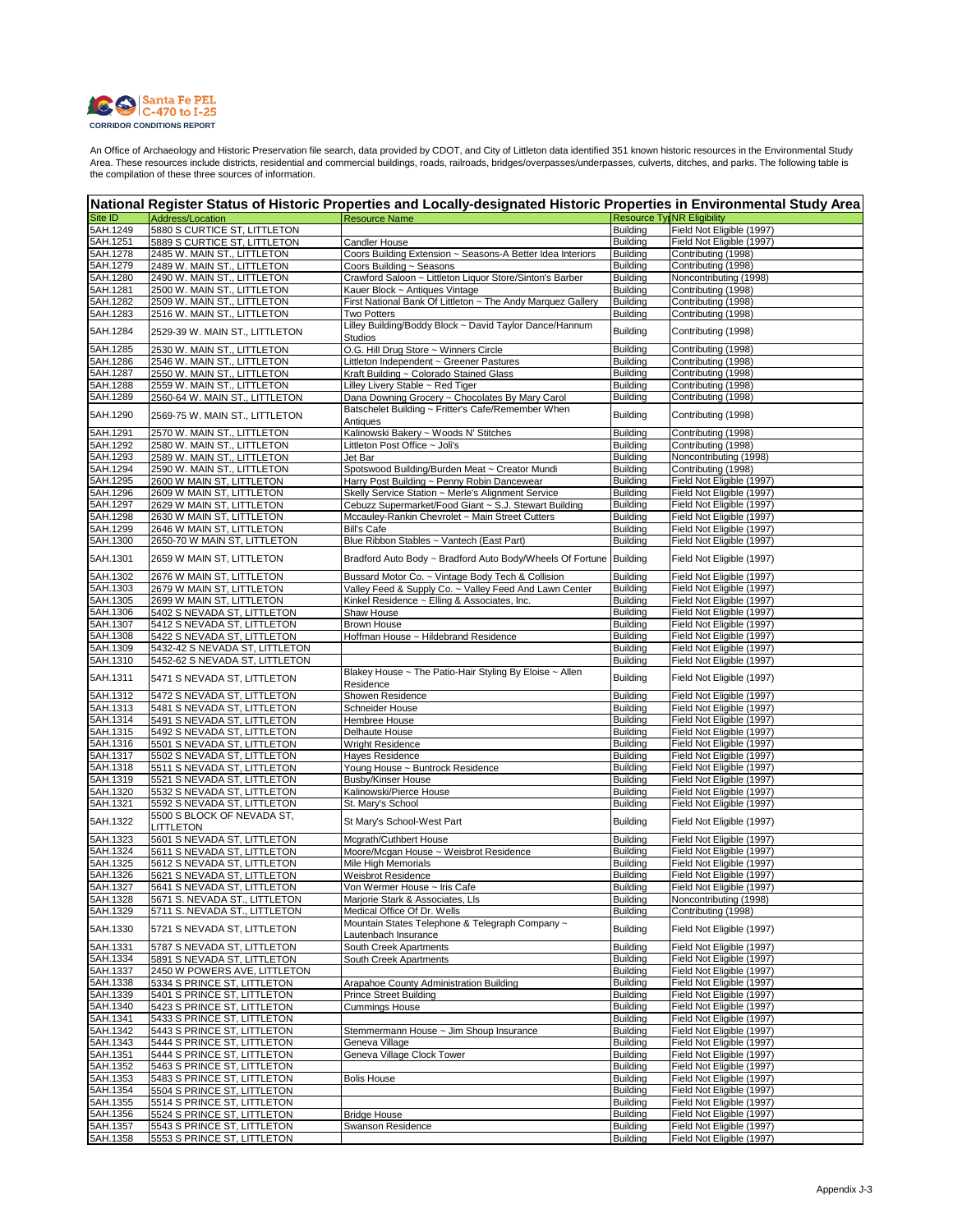An Office of Archaeology and Historic Preservation file search, data provided by CDOT, and City of Littleton data identified 351 known historic resources in the Environmental Study Area. These resources include districts, residential and commercial buildings, roads, railroads, bridges/overpasses/underpasses, culverts, ditches, and parks. The following table is the compilation of these three sources of information.

## National Register Status of Historic Properties and Locally-designated Historic Properties in Environmental Study Area

| Site ID | Address/Location | Resource Name | Resource Type | NR Eligibility |
|---|---|---|---|---|
| 5AH.1249 | 5880 S CURTICE ST, LITTLETON | | Building | Field Not Eligible (1997) |
| 5AH.1251 | 5889 S CURTICE ST, LITTLETON | Candler House | Building | Field Not Eligible (1997) |
| 5AH.1278 | 2485 W. MAIN ST., LITTLETON | Coors Building Extension ~ Seasons-A Better Idea Interiors | Building | Contributing (1998) |
| 5AH.1279 | 2489 W. MAIN ST., LITTLETON | Coors Building ~ Seasons | Building | Contributing (1998) |
| 5AH.1280 | 2490 W. MAIN ST., LITTLETON | Crawford Saloon ~ Littleton Liquor Store/Sinton's Barber | Building | Noncontributing (1998) |
| 5AH.1281 | 2500 W. MAIN ST., LITTLETON | Kauer Block ~ Antiques Vintage | Building | Contributing (1998) |
| 5AH.1282 | 2509 W. MAIN ST., LITTLETON | First National Bank Of Littleton ~ The Andy Marquez Gallery | Building | Contributing (1998) |
| 5AH.1283 | 2516 W. MAIN ST., LITTLETON | Two Potters | Building | Contributing (1998) |
| 5AH.1284 | 2529-39 W. MAIN ST., LITTLETON | Lilley Building/Boddy Block ~ David Taylor Dance/Hannum Studios | Building | Contributing (1998) |
| 5AH.1285 | 2530 W. MAIN ST., LITTLETON | O.G. Hill Drug Store ~ Winners Circle | Building | Contributing (1998) |
| 5AH.1286 | 2546 W. MAIN ST., LITTLETON | Littleton Independent ~ Greener Pastures | Building | Contributing (1998) |
| 5AH.1287 | 2550 W. MAIN ST., LITTLETON | Kraft Building ~ Colorado Stained Glass | Building | Contributing (1998) |
| 5AH.1288 | 2559 W. MAIN ST., LITTLETON | Lilley Livery Stable ~ Red Tiger | Building | Contributing (1998) |
| 5AH.1289 | 2560-64 W. MAIN ST., LITTLETON | Dana Downing Grocery ~ Chocolates By Mary Carol | Building | Contributing (1998) |
| 5AH.1290 | 2569-75 W. MAIN ST., LITTLETON | Batschelet Building ~ Fritter's Cafe/Remember When Antiques | Building | Contributing (1998) |
| 5AH.1291 | 2570 W. MAIN ST., LITTLETON | Kalinowski Bakery ~ Woods N' Stitches | Building | Contributing (1998) |
| 5AH.1292 | 2580 W. MAIN ST., LITTLETON | Littleton Post Office ~ Joli's | Building | Contributing (1998) |
| 5AH.1293 | 2589 W. MAIN ST., LITTLETON | Jet Bar | Building | Noncontributing (1998) |
| 5AH.1294 | 2590 W. MAIN ST., LITTLETON | Spotswood Building/Burden Meat ~ Creator Mundi | Building | Contributing (1998) |
| 5AH.1295 | 2600 W MAIN ST, LITTLETON | Harry Post Building ~ Penny Robin Dancewear | Building | Field Not Eligible (1997) |
| 5AH.1296 | 2609 W MAIN ST, LITTLETON | Skelly Service Station ~ Merle's Alignment Service | Building | Field Not Eligible (1997) |
| 5AH.1297 | 2629 W MAIN ST, LITTLETON | Cebuzz Supermarket/Food Giant ~ S.J. Stewart Building | Building | Field Not Eligible (1997) |
| 5AH.1298 | 2630 W MAIN ST, LITTLETON | Mccauley-Rankin Chevrolet ~ Main Street Cutters | Building | Field Not Eligible (1997) |
| 5AH.1299 | 2646 W MAIN ST, LITTLETON | Bill's Cafe | Building | Field Not Eligible (1997) |
| 5AH.1300 | 2650-70 W MAIN ST, LITTLETON | Blue Ribbon Stables ~ Vantech (East Part) | Building | Field Not Eligible (1997) |
| 5AH.1301 | 2659 W MAIN ST, LITTLETON | Bradford Auto Body ~ Bradford Auto Body/Wheels Of Fortune | Building | Field Not Eligible (1997) |
| 5AH.1302 | 2676 W MAIN ST, LITTLETON | Bussard Motor Co. ~ Vintage Body Tech & Collision | Building | Field Not Eligible (1997) |
| 5AH.1303 | 2679 W MAIN ST, LITTLETON | Valley Feed & Supply Co. ~ Valley Feed And Lawn Center | Building | Field Not Eligible (1997) |
| 5AH.1305 | 2699 W MAIN ST, LITTLETON | Kinkel Residence ~ Elling & Associates, Inc. | Building | Field Not Eligible (1997) |
| 5AH.1306 | 5402 S NEVADA ST, LITTLETON | Shaw House | Building | Field Not Eligible (1997) |
| 5AH.1307 | 5412 S NEVADA ST, LITTLETON | Brown House | Building | Field Not Eligible (1997) |
| 5AH.1308 | 5422 S NEVADA ST, LITTLETON | Hoffman House ~ Hildebrand Residence | Building | Field Not Eligible (1997) |
| 5AH.1309 | 5432-42 S NEVADA ST, LITTLETON | | Building | Field Not Eligible (1997) |
| 5AH.1310 | 5452-62 S NEVADA ST, LITTLETON | | Building | Field Not Eligible (1997) |
| 5AH.1311 | 5471 S NEVADA ST, LITTLETON | Blakey House ~ The Patio-Hair Styling By Eloise ~ Allen Residence | Building | Field Not Eligible (1997) |
| 5AH.1312 | 5472 S NEVADA ST, LITTLETON | Showen Residence | Building | Field Not Eligible (1997) |
| 5AH.1313 | 5481 S NEVADA ST, LITTLETON | Schneider House | Building | Field Not Eligible (1997) |
| 5AH.1314 | 5491 S NEVADA ST, LITTLETON | Hembree House | Building | Field Not Eligible (1997) |
| 5AH.1315 | 5492 S NEVADA ST, LITTLETON | Delhaute House | Building | Field Not Eligible (1997) |
| 5AH.1316 | 5501 S NEVADA ST, LITTLETON | Wright Residence | Building | Field Not Eligible (1997) |
| 5AH.1317 | 5502 S NEVADA ST, LITTLETON | Hayes Residence | Building | Field Not Eligible (1997) |
| 5AH.1318 | 5511 S NEVADA ST, LITTLETON | Young House ~ Buntrock Residence | Building | Field Not Eligible (1997) |
| 5AH.1319 | 5521 S NEVADA ST, LITTLETON | Busby/Kinser House | Building | Field Not Eligible (1997) |
| 5AH.1320 | 5532 S NEVADA ST, LITTLETON | Kalinowski/Pierce House | Building | Field Not Eligible (1997) |
| 5AH.1321 | 5592 S NEVADA ST, LITTLETON | St. Mary's School | Building | Field Not Eligible (1997) |
| 5AH.1322 | 5500 S BLOCK OF NEVADA ST, LITTLETON | St Mary's School-West Part | Building | Field Not Eligible (1997) |
| 5AH.1323 | 5601 S NEVADA ST, LITTLETON | Mcgrath/Cuthbert House | Building | Field Not Eligible (1997) |
| 5AH.1324 | 5611 S NEVADA ST, LITTLETON | Moore/Mcgan House ~ Weisbrot Residence | Building | Field Not Eligible (1997) |
| 5AH.1325 | 5612 S NEVADA ST, LITTLETON | Mile High Memorials | Building | Field Not Eligible (1997) |
| 5AH.1326 | 5621 S NEVADA ST, LITTLETON | Weisbrot Residence | Building | Field Not Eligible (1997) |
| 5AH.1327 | 5641 S NEVADA ST, LITTLETON | Von Wermer House ~ Iris Cafe | Building | Field Not Eligible (1997) |
| 5AH.1328 | 5671 S. NEVADA ST., LITTLETON | Marjorie Stark & Associates, Lls | Building | Noncontributing (1998) |
| 5AH.1329 | 5711 S. NEVADA ST., LITTLETON | Medical Office Of Dr. Wells | Building | Contributing (1998) |
| 5AH.1330 | 5721 S NEVADA ST, LITTLETON | Mountain States Telephone & Telegraph Company ~ Lautenbach Insurance | Building | Field Not Eligible (1997) |
| 5AH.1331 | 5787 S NEVADA ST, LITTLETON | South Creek Apartments | Building | Field Not Eligible (1997) |
| 5AH.1334 | 5891 S NEVADA ST, LITTLETON | South Creek Apartments | Building | Field Not Eligible (1997) |
| 5AH.1337 | 2450 W POWERS AVE, LITTLETON | | Building | Field Not Eligible (1997) |
| 5AH.1338 | 5334 S PRINCE ST, LITTLETON | Arapahoe County Administration Building | Building | Field Not Eligible (1997) |
| 5AH.1339 | 5401 S PRINCE ST, LITTLETON | Prince Street Building | Building | Field Not Eligible (1997) |
| 5AH.1340 | 5423 S PRINCE ST, LITTLETON | Cummings House | Building | Field Not Eligible (1997) |
| 5AH.1341 | 5433 S PRINCE ST, LITTLETON | | Building | Field Not Eligible (1997) |
| 5AH.1342 | 5443 S PRINCE ST, LITTLETON | Stemmermann House ~ Jim Shoup Insurance | Building | Field Not Eligible (1997) |
| 5AH.1343 | 5444 S PRINCE ST, LITTLETON | Geneva Village | Building | Field Not Eligible (1997) |
| 5AH.1351 | 5444 S PRINCE ST, LITTLETON | Geneva Village Clock Tower | Building | Field Not Eligible (1997) |
| 5AH.1352 | 5463 S PRINCE ST, LITTLETON | | Building | Field Not Eligible (1997) |
| 5AH.1353 | 5483 S PRINCE ST, LITTLETON | Bolis House | Building | Field Not Eligible (1997) |
| 5AH.1354 | 5504 S PRINCE ST, LITTLETON | | Building | Field Not Eligible (1997) |
| 5AH.1355 | 5514 S PRINCE ST, LITTLETON | | Building | Field Not Eligible (1997) |
| 5AH.1356 | 5524 S PRINCE ST, LITTLETON | Bridge House | Building | Field Not Eligible (1997) |
| 5AH.1357 | 5543 S PRINCE ST, LITTLETON | Swanson Residence | Building | Field Not Eligible (1997) |
| 5AH.1358 | 5553 S PRINCE ST, LITTLETON | | Building | Field Not Eligible (1997) |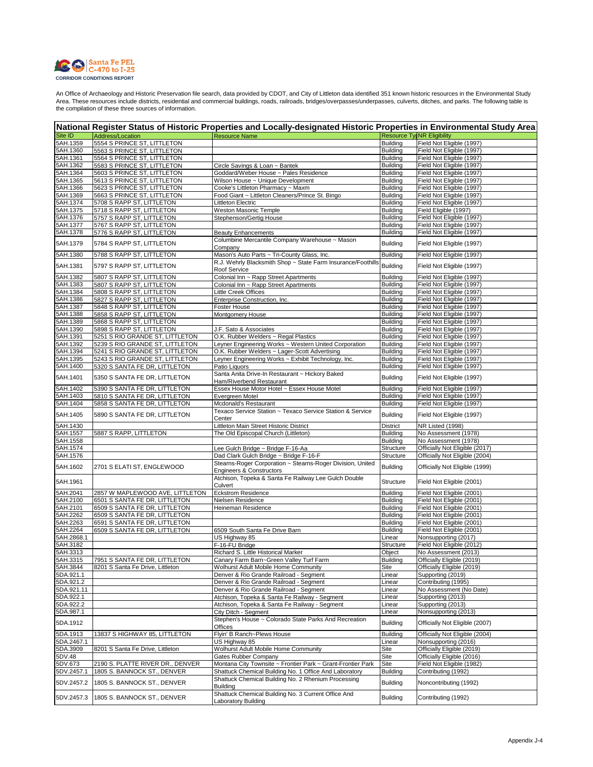An Office of Archaeology and Historic Preservation file search, data provided by CDOT, and City of Littleton data identified 351 known historic resources in the Environmental Study Area. These resources include districts, residential and commercial buildings, roads, railroads, bridges/overpasses/underpasses, culverts, ditches, and parks. The following table is the compilation of these three sources of information.

| National Register Status of Historic Properties and Locally-designated Historic Properties in Environmental Study Area | | | | |
|---|---|---|---|---|
| Site ID | Address/Location | Resource Name | Resource Type | NR Eligibility |
| 5AH.1359 | 5554 S PRINCE ST, LITTLETON | | Building | Field Not Eligible (1997) |
| 5AH.1360 | 5563 S PRINCE ST, LITTLETON | | Building | Field Not Eligible (1997) |
| 5AH.1361 | 5564 S PRINCE ST, LITTLETON | | Building | Field Not Eligible (1997) |
| 5AH.1362 | 5583 S PRINCE ST, LITTLETON | Circle Savings & Loan ~ Bantek | Building | Field Not Eligible (1997) |
| 5AH.1364 | 5603 S PRINCE ST, LITTLETON | Goddard/Weber House ~ Pales Residence | Building | Field Not Eligible (1997) |
| 5AH.1365 | 5613 S PRINCE ST, LITTLETON | Wilson House ~ Unique Development | Building | Field Not Eligible (1997) |
| 5AH.1366 | 5623 S PRINCE ST, LITTLETON | Cooke's Littleton Pharmacy ~ Maxm | Building | Field Not Eligible (1997) |
| 5AH.1369 | 5663 S PRINCE ST, LITTLETON | Food Giant ~ Littleton Cleaners/Prince St. Bingo | Building | Field Not Eligible (1997) |
| 5AH.1374 | 5708 S RAPP ST, LITTLETON | Littleton Electric | Building | Field Not Eligible (1997) |
| 5AH.1375 | 5718 S RAPP ST, LITTLETON | Weston Masonic Temple | Building | Field Eligible (1997) |
| 5AH.1376 | 5757 S RAPP ST, LITTLETON | Stephenson/Gertig House | Building | Field Not Eligible (1997) |
| 5AH.1377 | 5767 S RAPP ST, LITTLETON | | Building | Field Not Eligible (1997) |
| 5AH.1378 | 5776 S RAPP ST, LITTLETON | Beauty Enhancements | Building | Field Not Eligible (1997) |
| 5AH.1379 | 5784 S RAPP ST, LITTLETON | Columbine Mercantile Company Warehouse ~ Mason Company | Building | Field Not Eligible (1997) |
| 5AH.1380 | 5788 S RAPP ST, LITTLETON | Mason's Auto Parts ~ Tri-County Glass, Inc. | Building | Field Not Eligible (1997) |
| 5AH.1381 | 5797 S RAPP ST, LITTLETON | R.J. Wehrly Blacksmith Shop ~ State Farm Insurance/Foothills Roof Service | Building | Field Not Eligible (1997) |
| 5AH.1382 | 5807 S RAPP ST, LITTLETON | Colonial Inn ~ Rapp Street Apartments | Building | Field Not Eligible (1997) |
| 5AH.1383 | 5807 S RAPP ST, LITTLETON | Colonial Inn ~ Rapp Street Apartments | Building | Field Not Eligible (1997) |
| 5AH.1384 | 5808 S RAPP ST, LITTLETON | Little Creek Offices | Building | Field Not Eligible (1997) |
| 5AH.1386 | 5827 S RAPP ST, LITTLETON | Enterprise Construction, Inc. | Building | Field Not Eligible (1997) |
| 5AH.1387 | 5848 S RAPP ST, LITTLETON | Foster House | Building | Field Not Eligible (1997) |
| 5AH.1388 | 5858 S RAPP ST, LITTLETON | Montgomery House | Building | Field Not Eligible (1997) |
| 5AH.1389 | 5868 S RAPP ST, LITTLETON | | Building | Field Not Eligible (1997) |
| 5AH.1390 | 5898 S RAPP ST, LITTLETON | J.F. Sato & Associates | Building | Field Not Eligible (1997) |
| 5AH.1391 | 5251 S RIO GRANDE ST, LITTLETON | O.K. Rubber Welders ~ Regal Plastics | Building | Field Not Eligible (1997) |
| 5AH.1392 | 5239 S RIO GRANDE ST, LITTLETON | Leyner Engineering Works ~ Western United Corporation | Building | Field Not Eligible (1997) |
| 5AH.1394 | 5241 S RIO GRANDE ST, LITTLETON | O.K. Rubber Welders ~ Lager-Scott Advertising | Building | Field Not Eligible (1997) |
| 5AH.1395 | 5243 S RIO GRANDE ST, LITTLETON | Leyner Engineering Works ~ Exhibit Technology, Inc. | Building | Field Not Eligible (1997) |
| 5AH.1400 | 5320 S SANTA FE DR, LITTLETON | Patio Liquors | Building | Field Not Eligible (1997) |
| 5AH.1401 | 5350 S SANTA FE DR, LITTLETON | Santa Anita Drive-In Restaurant ~ Hickory Baked Ham/Riverbend Restaurant | Building | Field Not Eligible (1997) |
| 5AH.1402 | 5390 S SANTA FE DR, LITTLETON | Essex House Motor Hotel ~ Essex House Motel | Building | Field Not Eligible (1997) |
| 5AH.1403 | 5810 S SANTA FE DR, LITTLETON | Evergreen Motel | Building | Field Not Eligible (1997) |
| 5AH.1404 | 5858 S SANTA FE DR, LITTLETON | Mcdonald's Restaurant | Building | Field Not Eligible (1997) |
| 5AH.1405 | 5890 S SANTA FE DR, LITTLETON | Texaco Service Station ~ Texaco Service Station & Service Center | Building | Field Not Eligible (1997) |
| 5AH.1430 | | Littleton Main Street Historic District | District | NR Listed (1998) |
| 5AH.1557 | 5887 S RAPP, LITTLETON | The Old Episcopal Church (Littleton) | Building | No Assessment (1978) |
| 5AH.1558 | | | Building | No Assessment (1978) |
| 5AH.1574 | | Lee Gulch Bridge ~ Bridge F-16-Aa | Structure | Officially Not Eligible (2017) |
| 5AH.1576 | | Dad Clark Gulch Bridge ~ Bridge F-16-F | Structure | Officially Not Eligible (2004) |
| 5AH.1602 | 2701 S ELATI ST, ENGLEWOOD | Stearns-Roger Corporation ~ Stearns-Roger Division, United Engineers & Constructors | Building | Officially Not Eligible (1999) |
| 5AH.1961 | | Atchison, Topeka & Santa Fe Railway Lee Gulch Double Culvert | Structure | Field Not Eligible (2001) |
| 5AH.2041 | 2857 W MAPLEWOOD AVE, LITTLETON | Eckstrom Residence | Building | Field Not Eligible (2001) |
| 5AH.2100 | 6501 S SANTA FE DR, LITTLETON | Nielsen Residence | Building | Field Not Eligible (2001) |
| 5AH.2101 | 6509 S SANTA FE DR, LITTLETON | Heineman Residence | Building | Field Not Eligible (2001) |
| 5AH.2262 | 6509 S SANTA FE DR, LITTLETON | | Building | Field Not Eligible (2001) |
| 5AH.2263 | 6591 S SANTA FE DR, LITTLETON | | Building | Field Not Eligible (2001) |
| 5AH.2264 | 6509 S SANTA FE DR, LITTLETON | 6509 South Santa Fe Drive Barn | Building | Field Not Eligible (2001) |
| 5AH.2868.1 | | US Highway 85 | Linear | Nonsupporting (2017) |
| 5AH.3182 | | F-16-FU Bridge | Structure | Field Not Eligible (2012) |
| 5AH.3313 | | Richard S. Little Historical Marker | Object | No Assessment (2013) |
| 5AH.3315 | 7951 S SANTA FE DR, LITTLETON | Canary Farm Barn~Green Valley Turf Farm | Building | Officially Eligible (2019) |
| 5AH.3844 | 8201 S Santa Fe Drive, Littleton | Wolhurst Adult Mobile Home Community | Site | Officially Eligible (2019) |
| 5DA.921.1 | | Denver & Rio Grande Railroad - Segment | Linear | Supporting (2019) |
| 5DA.921.2 | | Denver & Rio Grande Railroad - Segment | Linear | Contributing (1995) |
| 5DA.921.11 | | Denver & Rio Grande Railroad - Segment | Linear | No Assessment (No Date) |
| 5DA.922.1 | | Atchison, Topeka & Santa Fe Railway - Segment | Linear | Supporting (2013) |
| 5DA.922.2 | | Atchison, Topeka & Santa Fe Railway - Segment | Linear | Supporting (2013) |
| 5DA.987.1 | | City Ditch - Segment | Linear | Nonsupporting (2013) |
| 5DA.1912 | | Stephen's House ~ Colorado State Parks And Recreation Offices | Building | Officially Not Eligible (2007) |
| 5DA.1913 | 13837 S HIGHWAY 85, LITTLETON | Flyin' B Ranch~Plews House | Building | Officially Not Eligible (2004) |
| 5DA.2467.1 | | US Highway 85 | Linear | Nonsupporting (2016) |
| 5DA.3909 | 8201 S Santa Fe Drive, Littleton | Wolhurst Adult Mobile Home Community | Site | Officially Eligible (2019) |
| 5DV.48 | | Gates Rubber Company | Site | Officially Eligible (2016) |
| 5DV.673 | 2190 S. PLATTE RIVER DR., DENVER | Montana City Townsite ~ Frontier Park ~ Grant-Frontier Park | Site | Field Not Eligible (1982) |
| 5DV.2457.1 | 1805 S. BANNOCK ST., DENVER | Shattuck Chemical Building No. 1 Office And Laboratory | Building | Contributing (1992) |
| 5DV.2457.2 | 1805 S. BANNOCK ST., DENVER | Shattuck Chemical Building No. 2 Rhenium Processing Building | Building | Noncontributing (1992) |
| 5DV.2457.3 | 1805 S. BANNOCK ST., DENVER | Shattuck Chemical Building No. 3 Current Office And Laboratory Building | Building | Contributing (1992) |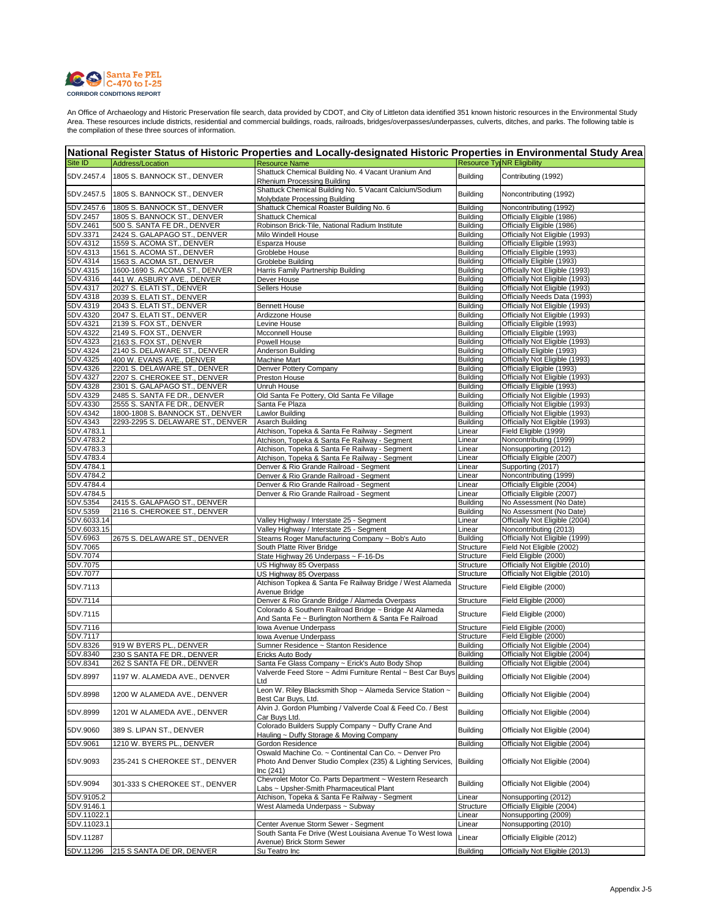An Office of Archaeology and Historic Preservation file search, data provided by CDOT, and City of Littleton data identified 351 known historic resources in the Environmental Study Area. These resources include districts, residential and commercial buildings, roads, railroads, bridges/overpasses/underpasses, culverts, ditches, and parks. The following table is the compilation of these three sources of information.

## National Register Status of Historic Properties and Locally-designated Historic Properties in Environmental Study Area

| Site ID | Address/Location | Resource Name | Resource Type | NR Eligibility |
|---|---|---|---|---|
| 5DV.2457.4 | 1805 S. BANNOCK ST., DENVER | Shattuck Chemical Building No. 4 Vacant Uranium And Rhenium Processing Building | Building | Contributing (1992) |
| 5DV.2457.5 | 1805 S. BANNOCK ST., DENVER | Shattuck Chemical Building No. 5 Vacant Calcium/Sodium Molybdate Processing Building | Building | Noncontributing (1992) |
| 5DV.2457.6 | 1805 S. BANNOCK ST., DENVER | Shattuck Chemical Roaster Building No. 6 | Building | Noncontributing (1992) |
| 5DV.2457 | 1805 S. BANNOCK ST., DENVER | Shattuck Chemical | Building | Officially Eligible (1986) |
| 5DV.2461 | 500 S. SANTA FE DR., DENVER | Robinson Brick-Tile, National Radium Institute | Building | Officially Eligible (1986) |
| 5DV.3371 | 2424 S. GALAPAGO ST., DENVER | Milo Windell House | Building | Officially Not Eligible (1993) |
| 5DV.4312 | 1559 S. ACOMA ST., DENVER | Esparza House | Building | Officially Eligible (1993) |
| 5DV.4313 | 1561 S. ACOMA ST., DENVER | Groblebe House | Building | Officially Eligible (1993) |
| 5DV.4314 | 1563 S. ACOMA ST., DENVER | Groblebe Building | Building | Officially Eligible (1993) |
| 5DV.4315 | 1600-1690 S. ACOMA ST., DENVER | Harris Family Partnership Building | Building | Officially Not Eligible (1993) |
| 5DV.4316 | 441 W. ASBURY AVE., DENVER | Dever House | Building | Officially Not Eligible (1993) |
| 5DV.4317 | 2027 S. ELATI ST., DENVER | Sellers House | Building | Officially Not Eligible (1993) |
| 5DV.4318 | 2039 S. ELATI ST., DENVER | | Building | Officially Needs Data (1993) |
| 5DV.4319 | 2043 S. ELATI ST., DENVER | Bennett House | Building | Officially Not Eligible (1993) |
| 5DV.4320 | 2047 S. ELATI ST., DENVER | Ardizzone House | Building | Officially Not Eligible (1993) |
| 5DV.4321 | 2139 S. FOX ST., DENVER | Levine House | Building | Officially Eligible (1993) |
| 5DV.4322 | 2149 S. FOX ST., DENVER | Mcconnell House | Building | Officially Eligible (1993) |
| 5DV.4323 | 2163 S. FOX ST., DENVER | Powell House | Building | Officially Not Eligible (1993) |
| 5DV.4324 | 2140 S. DELAWARE ST., DENVER | Anderson Building | Building | Officially Eligible (1993) |
| 5DV.4325 | 400 W. EVANS AVE., DENVER | Machine Mart | Building | Officially Not Eligible (1993) |
| 5DV.4326 | 2201 S. DELAWARE ST., DENVER | Denver Pottery Company | Building | Officially Eligible (1993) |
| 5DV.4327 | 2207 S. CHEROKEE ST., DENVER | Preston House | Building | Officially Not Eligible (1993) |
| 5DV.4328 | 2301 S. GALAPAGO ST., DENVER | Unruh House | Building | Officially Eligible (1993) |
| 5DV.4329 | 2485 S. SANTA FE DR., DENVER | Old Santa Fe Pottery, Old Santa Fe Village | Building | Officially Not Eligible (1993) |
| 5DV.4330 | 2555 S. SANTA FE DR., DENVER | Santa Fe Plaza | Building | Officially Not Eligible (1993) |
| 5DV.4342 | 1800-1808 S. BANNOCK ST., DENVER | Lawlor Building | Building | Officially Not Eligible (1993) |
| 5DV.4343 | 2293-2295 S. DELAWARE ST., DENVER | Asarch Building | Building | Officially Not Eligible (1993) |
| 5DV.4783.1 | | Atchison, Topeka & Santa Fe Railway - Segment | Linear | Field Eligible (1999) |
| 5DV.4783.2 | | Atchison, Topeka & Santa Fe Railway - Segment | Linear | Noncontributing (1999) |
| 5DV.4783.3 | | Atchison, Topeka & Santa Fe Railway - Segment | Linear | Nonsupporting (2012) |
| 5DV.4783.4 | | Atchison, Topeka & Santa Fe Railway - Segment | Linear | Officially Eligible (2007) |
| 5DV.4784.1 | | Denver & Rio Grande Railroad - Segment | Linear | Supporting (2017) |
| 5DV.4784.2 | | Denver & Rio Grande Railroad - Segment | Linear | Noncontributing (1999) |
| 5DV.4784.4 | | Denver & Rio Grande Railroad - Segment | Linear | Officially Eligible (2004) |
| 5DV.4784.5 | | Denver & Rio Grande Railroad - Segment | Linear | Officially Eligible (2007) |
| 5DV.5354 | 2415 S. GALAPAGO ST., DENVER | | Building | No Assessment (No Date) |
| 5DV.5359 | 2116 S. CHEROKEE ST., DENVER | | Building | No Assessment (No Date) |
| 5DV.6033.14 | | Valley Highway / Interstate 25 - Segment | Linear | Officially Eligible (2004) |
| 5DV.6033.15 | | Valley Highway / Interstate 25 - Segment | Linear | Noncontributing (2013) |
| 5DV.6963 | 2675 S. DELAWARE ST., DENVER | Stearns Roger Manufacturing Company ~ Bob's Auto | Building | Officially Not Eligible (1999) |
| 5DV.7065 | | South Platte River Bridge | Structure | Field Not Eligible (2002) |
| 5DV.7074 | | State Highway 26 Underpass ~ F-16-Ds | Structure | Field Eligible (2000) |
| 5DV.7075 | | US Highway 85 Overpass | Structure | Officially Not Eligible (2010) |
| 5DV.7077 | | US Highway 85 Overpass | Structure | Officially Not Eligible (2010) |
| 5DV.7113 | | Atchison Topeka & Santa Fe Railway Bridge / West Alameda Avenue Bridge | Structure | Field Eligible (2000) |
| 5DV.7114 | | Denver & Rio Grande Bridge / Alameda Overpass | Structure | Field Eligible (2000) |
| 5DV.7115 | | Colorado & Southern Railroad Bridge ~ Bridge At Alameda And Santa Fe ~ Burlington Northern & Santa Fe Railroad | Structure | Field Eligible (2000) |
| 5DV.7116 | | Iowa Avenue Underpass | Structure | Field Eligible (2000) |
| 5DV.7117 | | Iowa Avenue Underpass | Structure | Field Eligible (2000) |
| 5DV.8326 | 919 W BYERS PL., DENVER | Sumner Residence ~ Stanton Residence | Building | Officially Not Eligible (2004) |
| 5DV.8340 | 230 S SANTA FE DR., DENVER | Ericks Auto Body | Building | Officially Not Eligible (2004) |
| 5DV.8341 | 262 S SANTA FE DR., DENVER | Santa Fe Glass Company ~ Erick's Auto Body Shop | Building | Officially Not Eligible (2004) |
| 5DV.8997 | 1197 W. ALAMEDA AVE., DENVER | Valverde Feed Store ~ Admi Furniture Rental ~ Best Car Buys Ltd | Building | Officially Not Eligible (2004) |
| 5DV.8998 | 1200 W ALAMEDA AVE., DENVER | Leon W. Riley Blacksmith Shop ~ Alameda Service Station ~ Best Car Buys, Ltd. | Building | Officially Not Eligible (2004) |
| 5DV.8999 | 1201 W ALAMEDA AVE., DENVER | Alvin J. Gordon Plumbing / Valverde Coal & Feed Co. / Best Car Buys Ltd. | Building | Officially Not Eligible (2004) |
| 5DV.9060 | 389 S. LIPAN ST., DENVER | Colorado Builders Supply Company ~ Duffy Crane And Hauling ~ Duffy Storage & Moving Company | Building | Officially Not Eligible (2004) |
| 5DV.9061 | 1210 W. BYERS PL., DENVER | Gordon Residence | Building | Officially Not Eligible (2004) |
| 5DV.9093 | 235-241 S CHEROKEE ST., DENVER | Oswald Machine Co. ~ Continental Can Co. ~ Denver Pro Photo And Denver Studio Complex (235) & Lighting Services, Inc (241) | Building | Officially Not Eligible (2004) |
| 5DV.9094 | 301-333 S CHEROKEE ST., DENVER | Chevrolet Motor Co. Parts Department ~ Western Research Labs ~ Upsher-Smith Pharmaceutical Plant | Building | Officially Not Eligible (2004) |
| 5DV.9105.2 | | Atchison, Topeka & Santa Fe Railway - Segment | Linear | Nonsupporting (2012) |
| 5DV.9146.1 | | West Alameda Underpass ~ Subway | Structure | Officially Eligible (2004) |
| 5DV.11022.1 | | | Linear | Nonsupporting (2009) |
| 5DV.11023.1 | | Center Avenue Storm Sewer - Segment | Linear | Nonsupporting (2010) |
| 5DV.11287 | | South Santa Fe Drive (West Louisiana Avenue To West Iowa Avenue) Brick Storm Sewer | Linear | Officially Eligible (2012) |
| 5DV.11296 | 215 S SANTA DE DR, DENVER | Su Teatro Inc | Building | Officially Not Eligible (2013) |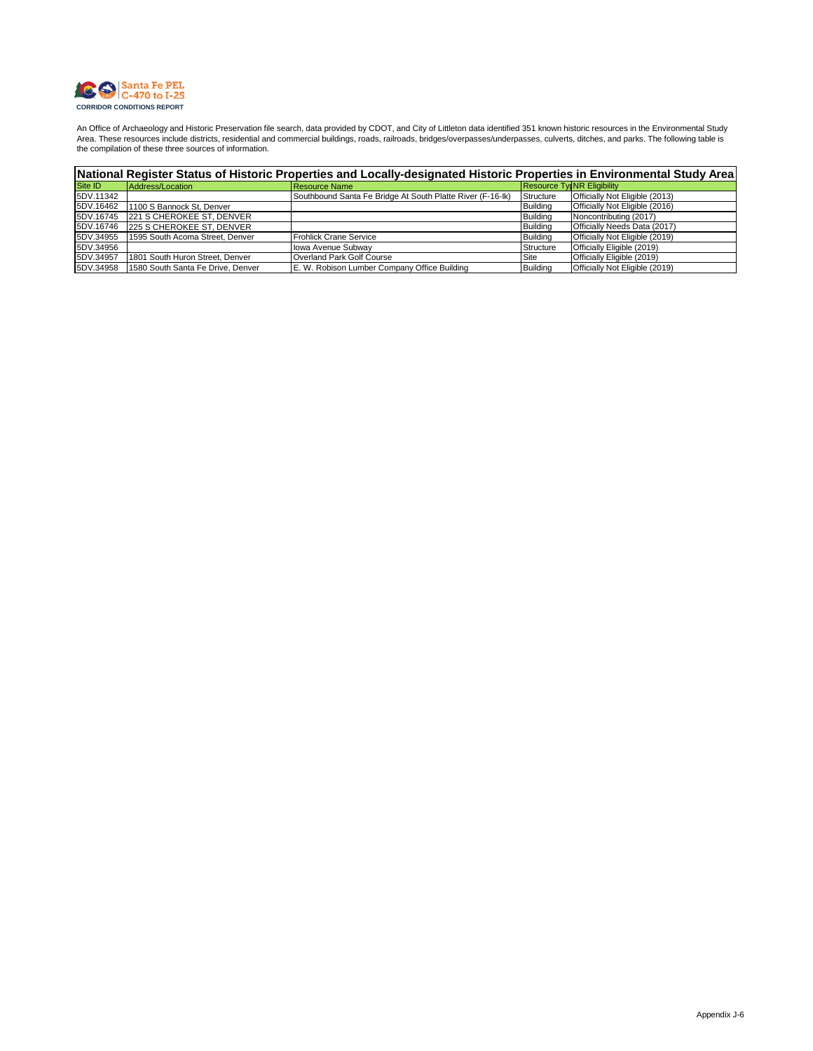An Office of Archaeology and Historic Preservation file search, data provided by CDOT, and City of Littleton data identified 351 known historic resources in the Environmental Study Area. These resources include districts, residential and commercial buildings, roads, railroads, bridges/overpasses/underpasses, culverts, ditches, and parks. The following table is the compilation of these three sources of information.

**National Register Status of Historic Properties and Locally-designated Historic Properties in Environmental Study Area**

| Site ID | Address/Location | Resource Name | Resource Ty | NR Eligibility |
|---|---|---|---|---|
| 5DV.11342 | | Southbound Santa Fe Bridge At South Platte River (F-16-lk) | Structure | Officially Not Eligible (2013) |
| 5DV.16462 | 1100 S Bannock St, Denver | | Building | Officially Not Eligible (2016) |
| 5DV.16745 | 221 S CHEROKEE ST, DENVER | | Building | Noncontributing (2017) |
| 5DV.16746 | 225 S CHEROKEE ST, DENVER | | Building | Officially Needs Data (2017) |
| 5DV.34955 | 1595 South Acoma Street, Denver | Frohlick Crane Service | Building | Officially Not Eligible (2019) |
| 5DV.34956 | | Iowa Avenue Subway | Structure | Officially Eligible (2019) |
| 5DV.34957 | 1801 South Huron Street, Denver | Overland Park Golf Course | Site | Officially Eligible (2019) |
| 5DV.34958 | 1580 South Santa Fe Drive, Denver | E. W. Robison Lumber Company Office Building | Building | Officially Not Eligible (2019) |